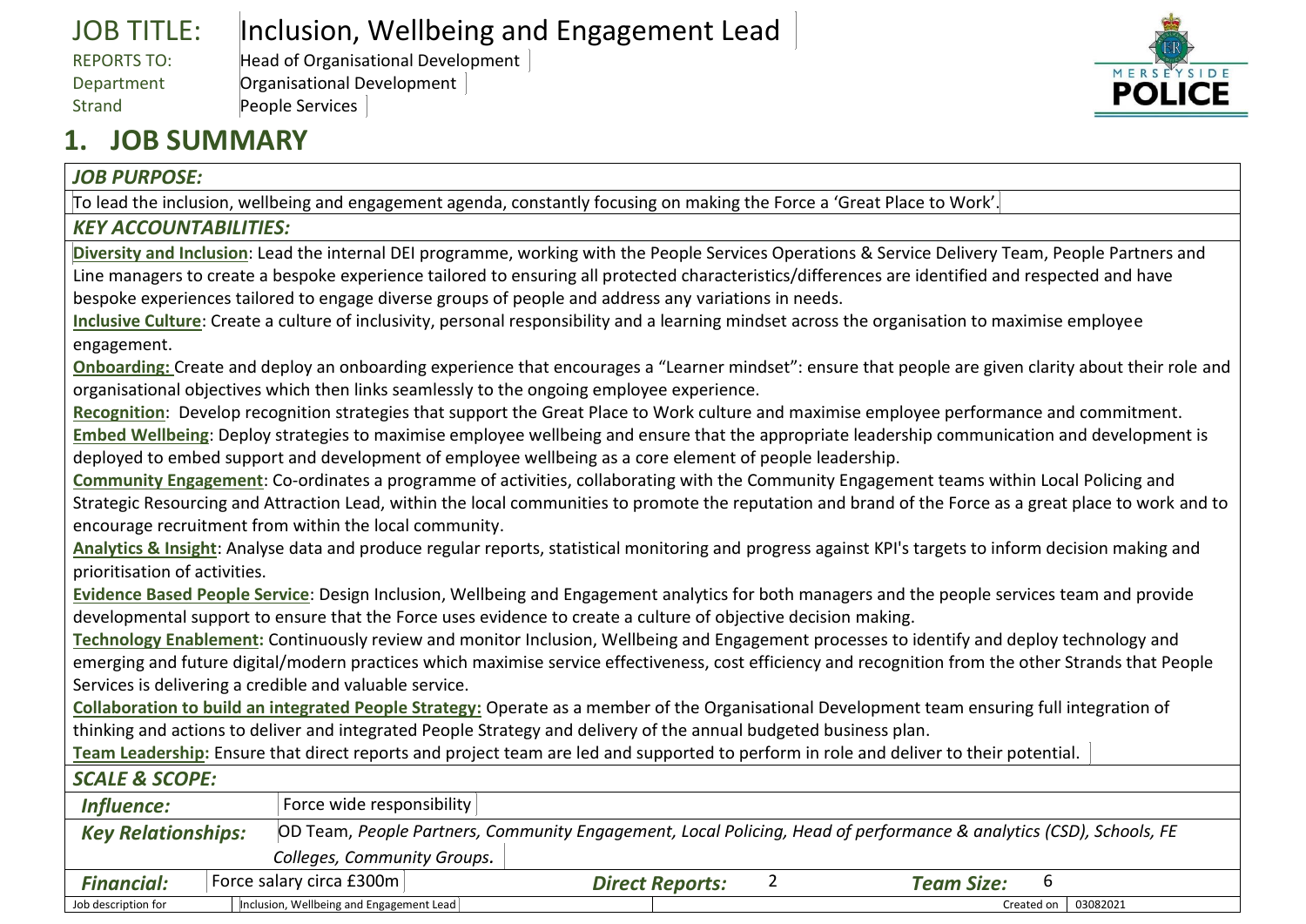# JOB TITLE: Inclusion, Wellbeing and Engagement Lead

REPORTS TO: Head of Organisational Development
Department: Organisational Development
Strand: People Services

## 1. JOB SUMMARY

***JOB PURPOSE:***

To lead the inclusion, wellbeing and engagement agenda, constantly focusing on making the Force a 'Great Place to Work'.

***KEY ACCOUNTABILITIES:***

**Diversity and Inclusion**: Lead the internal DEI programme, working with the People Services Operations & Service Delivery Team, People Partners and Line managers to create a bespoke experience tailored to ensuring all protected characteristics/differences are identified and respected and have bespoke experiences tailored to engage diverse groups of people and address any variations in needs.

**Inclusive Culture**: Create a culture of inclusivity, personal responsibility and a learning mindset across the organisation to maximise employee engagement.

**Onboarding:** Create and deploy an onboarding experience that encourages a "Learner mindset": ensure that people are given clarity about their role and organisational objectives which then links seamlessly to the ongoing employee experience.

**Recognition**: Develop recognition strategies that support the Great Place to Work culture and maximise employee performance and commitment.

**Embed Wellbeing**: Deploy strategies to maximise employee wellbeing and ensure that the appropriate leadership communication and development is deployed to embed support and development of employee wellbeing as a core element of people leadership.

**Community Engagement**: Co-ordinates a programme of activities, collaborating with the Community Engagement teams within Local Policing and Strategic Resourcing and Attraction Lead, within the local communities to promote the reputation and brand of the Force as a great place to work and to encourage recruitment from within the local community.

**Analytics & Insight**: Analyse data and produce regular reports, statistical monitoring and progress against KPI's targets to inform decision making and prioritisation of activities.

**Evidence Based People Service**: Design Inclusion, Wellbeing and Engagement analytics for both managers and the people services team and provide developmental support to ensure that the Force uses evidence to create a culture of objective decision making.

**Technology Enablement:** Continuously review and monitor Inclusion, Wellbeing and Engagement processes to identify and deploy technology and emerging and future digital/modern practices which maximise service effectiveness, cost efficiency and recognition from the other Strands that People Services is delivering a credible and valuable service.

**Collaboration to build an integrated People Strategy:** Operate as a member of the Organisational Development team ensuring full integration of thinking and actions to deliver and integrated People Strategy and delivery of the annual budgeted business plan.

**Team Leadership:** Ensure that direct reports and project team are led and supported to perform in role and deliver to their potential.

***SCALE & SCOPE:***

| | |
|---|---|
| ***Influence:*** | Force wide responsibility |
| ***Key Relationships:*** | OD Team, *People Partners, Community Engagement, Local Policing, Head of performance & analytics (CSD), Schools, FE Colleges, Community Groups.* |

| ***Financial:*** | Force salary circa £300m | ***Direct Reports:*** | 2 | ***Team Size:*** | 6 |
|---|---|---|---|---|---|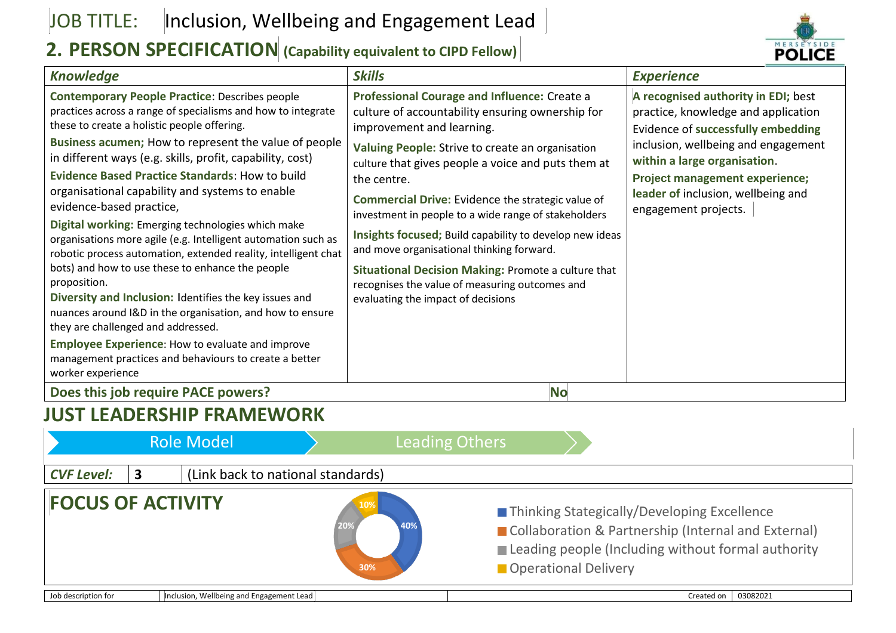# JOB TITLE: Inclusion, Wellbeing and Engagement Lead

## 2. PERSON SPECIFICATION (Capability equivalent to CIPD Fellow)

| *Knowledge* | *Skills* | *Experience* |
|---|---|---|
| **Contemporary People Practice**: Describes people practices across a range of specialisms and how to integrate these to create a holistic people offering.<br>**Business acumen;** How to represent the value of people in different ways (e.g. skills, profit, capability, cost)<br>**Evidence Based Practice Standards**: How to build organisational capability and systems to enable evidence-based practice,<br>**Digital working:** Emerging technologies which make organisations more agile (e.g. Intelligent automation such as robotic process automation, extended reality, intelligent chat bots) and how to use these to enhance the people proposition.<br>**Diversity and Inclusion:** Identifies the key issues and nuances around I&D in the organisation, and how to ensure they are challenged and addressed.<br>**Employee Experience**: How to evaluate and improve management practices and behaviours to create a better worker experience | **Professional Courage and Influence:** Create a culture of accountability ensuring ownership for improvement and learning.<br>**Valuing People:** Strive to create an organisation culture that gives people a voice and puts them at the centre.<br>**Commercial Drive:** Evidence the strategic value of investment in people to a wide range of stakeholders<br>**Insights focused;** Build capability to develop new ideas and move organisational thinking forward.<br>**Situational Decision Making:** Promote a culture that recognises the value of measuring outcomes and evaluating the impact of decisions | **A recognised authority in EDI;** best practice, knowledge and application<br>Evidence of **successfully embedding** inclusion, wellbeing and engagement **within a large organisation**.<br>**Project management experience; leader of** inclusion, wellbeing and engagement projects. |
| **Does this job require PACE powers?** | **No** | |

## JUST LEADERSHIP FRAMEWORK

Role Model → Leading Others

| | | |
|---|---|---|
| *CVF Level:* | **3** | (Link back to national standards) |

## FOCUS OF ACTIVITY

40%
30%
20%
10%

- Thinking Stategically/Developing Excellence
- Collaboration & Partnership (Internal and External)
- Leading people (Including without formal authority
- Operational Delivery

| | | | |
|---|---|---|---|
| Job description for | Inclusion, Wellbeing and Engagement Lead | Created on | 03082021 |